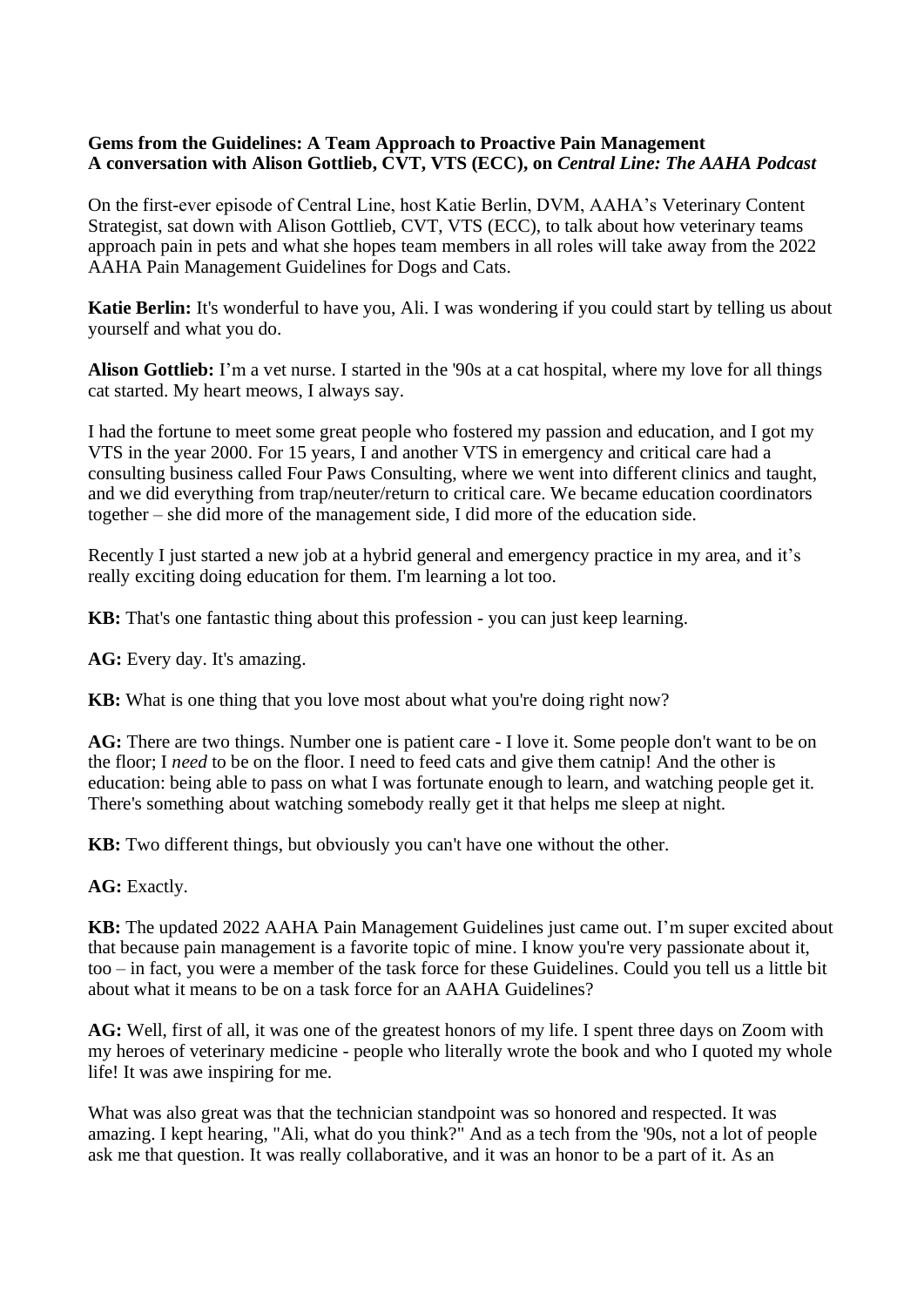**Gems from the Guidelines: A Team Approach to Proactive Pain Management**
**A conversation with Alison Gottlieb, CVT, VTS (ECC), on *Central Line: The AAHA Podcast***

On the first-ever episode of Central Line, host Katie Berlin, DVM, AAHA's Veterinary Content Strategist, sat down with Alison Gottlieb, CVT, VTS (ECC), to talk about how veterinary teams approach pain in pets and what she hopes team members in all roles will take away from the 2022 AAHA Pain Management Guidelines for Dogs and Cats.

**Katie Berlin:** It's wonderful to have you, Ali. I was wondering if you could start by telling us about yourself and what you do.

**Alison Gottlieb:** I'm a vet nurse. I started in the '90s at a cat hospital, where my love for all things cat started. My heart meows, I always say.

I had the fortune to meet some great people who fostered my passion and education, and I got my VTS in the year 2000. For 15 years, I and another VTS in emergency and critical care had a consulting business called Four Paws Consulting, where we went into different clinics and taught, and we did everything from trap/neuter/return to critical care. We became education coordinators together – she did more of the management side, I did more of the education side.

Recently I just started a new job at a hybrid general and emergency practice in my area, and it's really exciting doing education for them. I'm learning a lot too.

**KB:** That's one fantastic thing about this profession - you can just keep learning.

**AG:** Every day. It's amazing.

**KB:** What is one thing that you love most about what you're doing right now?

**AG:** There are two things. Number one is patient care - I love it. Some people don't want to be on the floor; I *need* to be on the floor. I need to feed cats and give them catnip! And the other is education: being able to pass on what I was fortunate enough to learn, and watching people get it. There's something about watching somebody really get it that helps me sleep at night.

**KB:** Two different things, but obviously you can't have one without the other.

**AG:** Exactly.

**KB:** The updated 2022 AAHA Pain Management Guidelines just came out. I'm super excited about that because pain management is a favorite topic of mine. I know you're very passionate about it, too – in fact, you were a member of the task force for these Guidelines. Could you tell us a little bit about what it means to be on a task force for an AAHA Guidelines?

**AG:** Well, first of all, it was one of the greatest honors of my life. I spent three days on Zoom with my heroes of veterinary medicine - people who literally wrote the book and who I quoted my whole life! It was awe inspiring for me.

What was also great was that the technician standpoint was so honored and respected. It was amazing. I kept hearing, "Ali, what do you think?" And as a tech from the '90s, not a lot of people ask me that question. It was really collaborative, and it was an honor to be a part of it. As an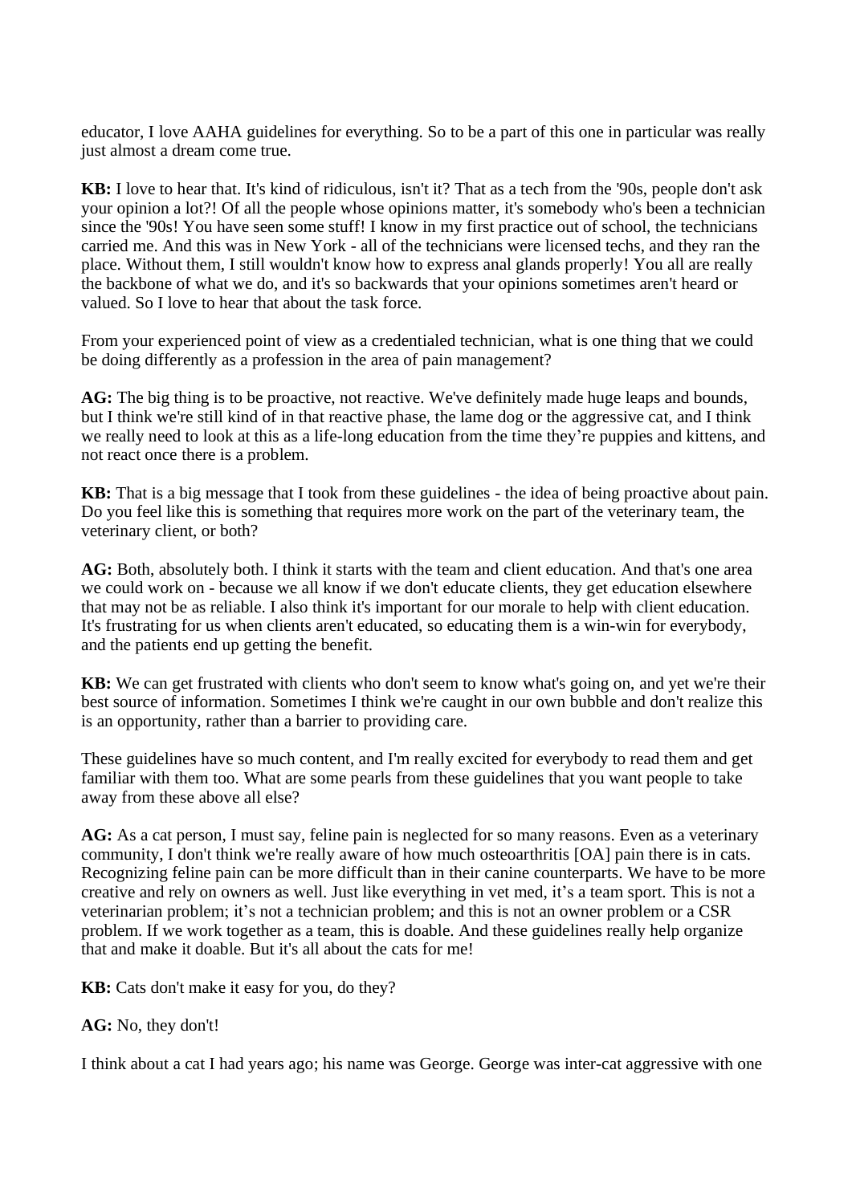educator, I love AAHA guidelines for everything. So to be a part of this one in particular was really just almost a dream come true.

**KB:** I love to hear that. It's kind of ridiculous, isn't it? That as a tech from the '90s, people don't ask your opinion a lot?! Of all the people whose opinions matter, it's somebody who's been a technician since the '90s! You have seen some stuff! I know in my first practice out of school, the technicians carried me. And this was in New York - all of the technicians were licensed techs, and they ran the place. Without them, I still wouldn't know how to express anal glands properly! You all are really the backbone of what we do, and it's so backwards that your opinions sometimes aren't heard or valued. So I love to hear that about the task force.

From your experienced point of view as a credentialed technician, what is one thing that we could be doing differently as a profession in the area of pain management?

**AG:** The big thing is to be proactive, not reactive. We've definitely made huge leaps and bounds, but I think we're still kind of in that reactive phase, the lame dog or the aggressive cat, and I think we really need to look at this as a life-long education from the time they're puppies and kittens, and not react once there is a problem.

**KB:** That is a big message that I took from these guidelines - the idea of being proactive about pain. Do you feel like this is something that requires more work on the part of the veterinary team, the veterinary client, or both?

**AG:** Both, absolutely both. I think it starts with the team and client education. And that's one area we could work on - because we all know if we don't educate clients, they get education elsewhere that may not be as reliable. I also think it's important for our morale to help with client education. It's frustrating for us when clients aren't educated, so educating them is a win-win for everybody, and the patients end up getting the benefit.

**KB:** We can get frustrated with clients who don't seem to know what's going on, and yet we're their best source of information. Sometimes I think we're caught in our own bubble and don't realize this is an opportunity, rather than a barrier to providing care.

These guidelines have so much content, and I'm really excited for everybody to read them and get familiar with them too. What are some pearls from these guidelines that you want people to take away from these above all else?

**AG:** As a cat person, I must say, feline pain is neglected for so many reasons. Even as a veterinary community, I don't think we're really aware of how much osteoarthritis [OA] pain there is in cats. Recognizing feline pain can be more difficult than in their canine counterparts. We have to be more creative and rely on owners as well. Just like everything in vet med, it's a team sport. This is not a veterinarian problem; it's not a technician problem; and this is not an owner problem or a CSR problem. If we work together as a team, this is doable. And these guidelines really help organize that and make it doable. But it's all about the cats for me!

**KB:** Cats don't make it easy for you, do they?

**AG:** No, they don't!

I think about a cat I had years ago; his name was George. George was inter-cat aggressive with one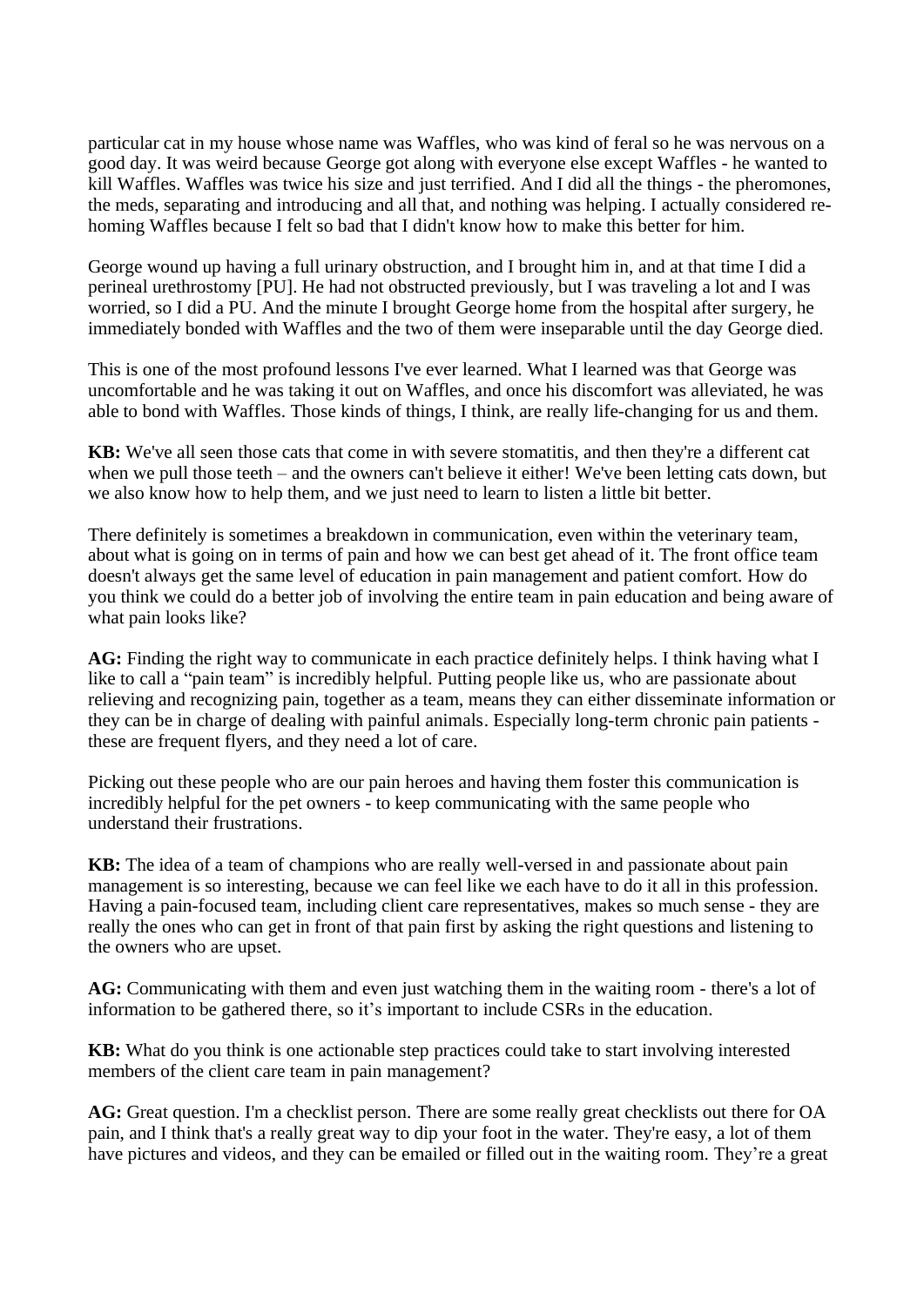particular cat in my house whose name was Waffles, who was kind of feral so he was nervous on a good day. It was weird because George got along with everyone else except Waffles - he wanted to kill Waffles. Waffles was twice his size and just terrified. And I did all the things - the pheromones, the meds, separating and introducing and all that, and nothing was helping. I actually considered re-homing Waffles because I felt so bad that I didn't know how to make this better for him.

George wound up having a full urinary obstruction, and I brought him in, and at that time I did a perineal urethrostomy [PU]. He had not obstructed previously, but I was traveling a lot and I was worried, so I did a PU. And the minute I brought George home from the hospital after surgery, he immediately bonded with Waffles and the two of them were inseparable until the day George died.

This is one of the most profound lessons I've ever learned. What I learned was that George was uncomfortable and he was taking it out on Waffles, and once his discomfort was alleviated, he was able to bond with Waffles. Those kinds of things, I think, are really life-changing for us and them.

**KB:** We've all seen those cats that come in with severe stomatitis, and then they're a different cat when we pull those teeth – and the owners can't believe it either! We've been letting cats down, but we also know how to help them, and we just need to learn to listen a little bit better.

There definitely is sometimes a breakdown in communication, even within the veterinary team, about what is going on in terms of pain and how we can best get ahead of it. The front office team doesn't always get the same level of education in pain management and patient comfort. How do you think we could do a better job of involving the entire team in pain education and being aware of what pain looks like?

**AG:** Finding the right way to communicate in each practice definitely helps. I think having what I like to call a "pain team" is incredibly helpful. Putting people like us, who are passionate about relieving and recognizing pain, together as a team, means they can either disseminate information or they can be in charge of dealing with painful animals. Especially long-term chronic pain patients - these are frequent flyers, and they need a lot of care.

Picking out these people who are our pain heroes and having them foster this communication is incredibly helpful for the pet owners - to keep communicating with the same people who understand their frustrations.

**KB:** The idea of a team of champions who are really well-versed in and passionate about pain management is so interesting, because we can feel like we each have to do it all in this profession. Having a pain-focused team, including client care representatives, makes so much sense - they are really the ones who can get in front of that pain first by asking the right questions and listening to the owners who are upset.

**AG:** Communicating with them and even just watching them in the waiting room - there's a lot of information to be gathered there, so it's important to include CSRs in the education.

**KB:** What do you think is one actionable step practices could take to start involving interested members of the client care team in pain management?

**AG:** Great question. I'm a checklist person. There are some really great checklists out there for OA pain, and I think that's a really great way to dip your foot in the water. They're easy, a lot of them have pictures and videos, and they can be emailed or filled out in the waiting room. They're a great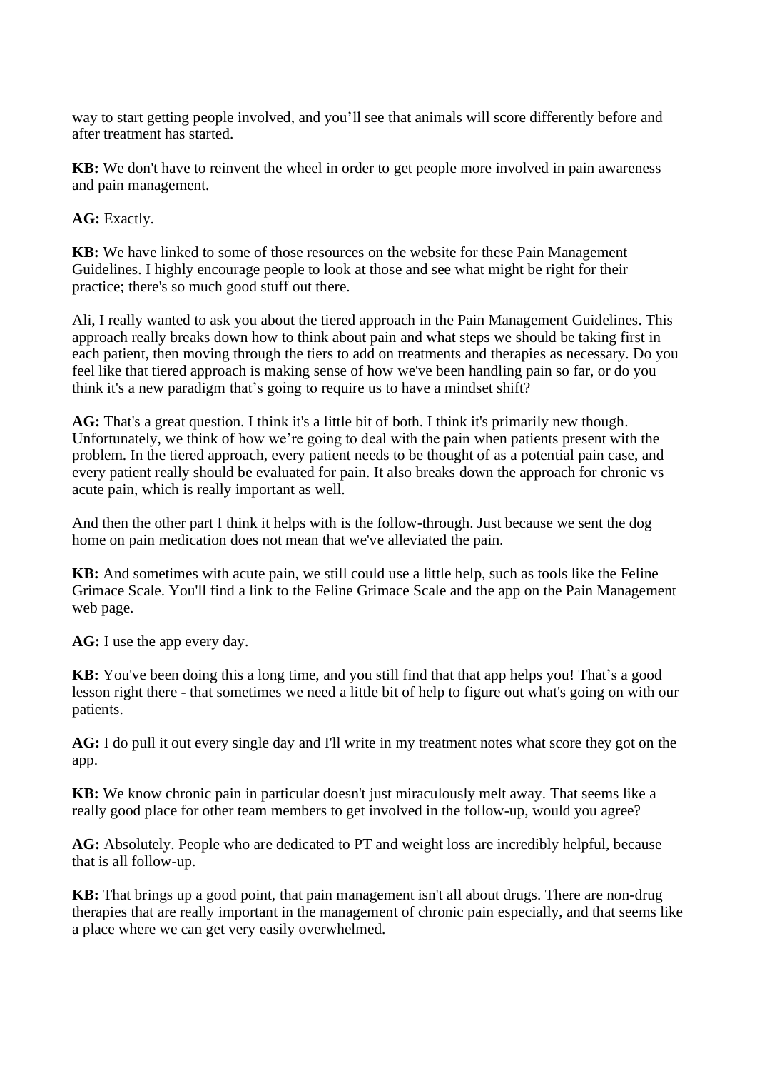way to start getting people involved, and you'll see that animals will score differently before and after treatment has started.

**KB:** We don't have to reinvent the wheel in order to get people more involved in pain awareness and pain management.

**AG:** Exactly.

**KB:** We have linked to some of those resources on the website for these Pain Management Guidelines. I highly encourage people to look at those and see what might be right for their practice; there's so much good stuff out there.

Ali, I really wanted to ask you about the tiered approach in the Pain Management Guidelines. This approach really breaks down how to think about pain and what steps we should be taking first in each patient, then moving through the tiers to add on treatments and therapies as necessary. Do you feel like that tiered approach is making sense of how we've been handling pain so far, or do you think it's a new paradigm that's going to require us to have a mindset shift?

**AG:** That's a great question. I think it's a little bit of both. I think it's primarily new though. Unfortunately, we think of how we're going to deal with the pain when patients present with the problem. In the tiered approach, every patient needs to be thought of as a potential pain case, and every patient really should be evaluated for pain. It also breaks down the approach for chronic vs acute pain, which is really important as well.

And then the other part I think it helps with is the follow-through. Just because we sent the dog home on pain medication does not mean that we've alleviated the pain.

**KB:** And sometimes with acute pain, we still could use a little help, such as tools like the Feline Grimace Scale. You'll find a link to the Feline Grimace Scale and the app on the Pain Management web page.

**AG:** I use the app every day.

**KB:** You've been doing this a long time, and you still find that that app helps you! That's a good lesson right there - that sometimes we need a little bit of help to figure out what's going on with our patients.

**AG:** I do pull it out every single day and I'll write in my treatment notes what score they got on the app.

**KB:** We know chronic pain in particular doesn't just miraculously melt away. That seems like a really good place for other team members to get involved in the follow-up, would you agree?

**AG:** Absolutely. People who are dedicated to PT and weight loss are incredibly helpful, because that is all follow-up.

**KB:** That brings up a good point, that pain management isn't all about drugs. There are non-drug therapies that are really important in the management of chronic pain especially, and that seems like a place where we can get very easily overwhelmed.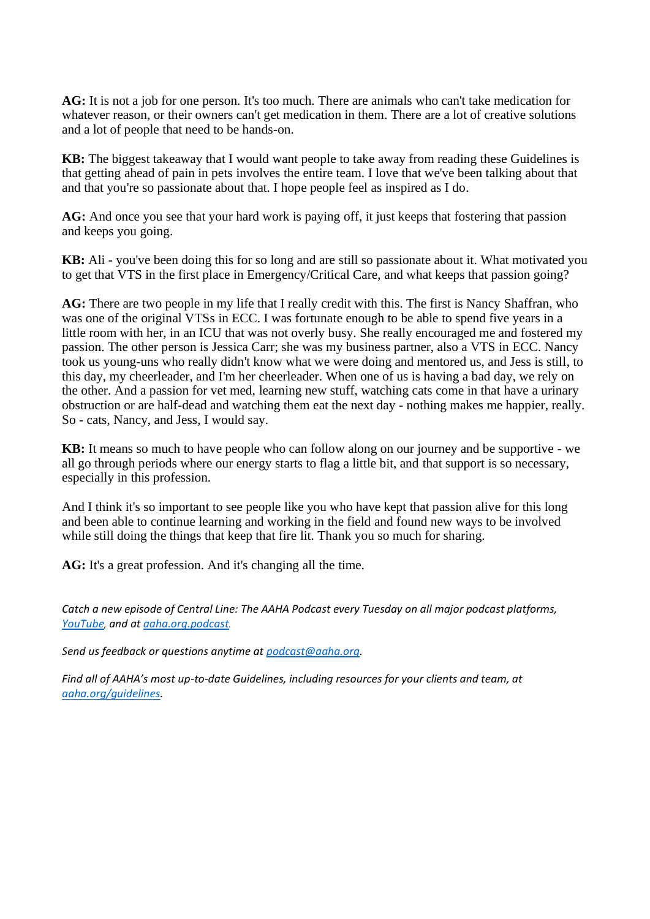**AG:** It is not a job for one person. It's too much. There are animals who can't take medication for whatever reason, or their owners can't get medication in them. There are a lot of creative solutions and a lot of people that need to be hands-on.

**KB:** The biggest takeaway that I would want people to take away from reading these Guidelines is that getting ahead of pain in pets involves the entire team. I love that we've been talking about that and that you're so passionate about that. I hope people feel as inspired as I do.

**AG:** And once you see that your hard work is paying off, it just keeps that fostering that passion and keeps you going.

**KB:** Ali - you've been doing this for so long and are still so passionate about it. What motivated you to get that VTS in the first place in Emergency/Critical Care, and what keeps that passion going?

**AG:** There are two people in my life that I really credit with this. The first is Nancy Shaffran, who was one of the original VTSs in ECC. I was fortunate enough to be able to spend five years in a little room with her, in an ICU that was not overly busy. She really encouraged me and fostered my passion. The other person is Jessica Carr; she was my business partner, also a VTS in ECC. Nancy took us young-uns who really didn't know what we were doing and mentored us, and Jess is still, to this day, my cheerleader, and I'm her cheerleader. When one of us is having a bad day, we rely on the other. And a passion for vet med, learning new stuff, watching cats come in that have a urinary obstruction or are half-dead and watching them eat the next day - nothing makes me happier, really. So - cats, Nancy, and Jess, I would say.

**KB:** It means so much to have people who can follow along on our journey and be supportive - we all go through periods where our energy starts to flag a little bit, and that support is so necessary, especially in this profession.

And I think it's so important to see people like you who have kept that passion alive for this long and been able to continue learning and working in the field and found new ways to be involved while still doing the things that keep that fire lit. Thank you so much for sharing.

**AG:** It's a great profession. And it's changing all the time.

*Catch a new episode of Central Line: The AAHA Podcast every Tuesday on all major podcast platforms, [YouTube](), and at [aaha.org.podcast]().*

*Send us feedback or questions anytime at [podcast@aaha.org]().*

*Find all of AAHA's most up-to-date Guidelines, including resources for your clients and team, at [aaha.org/guidelines]().*